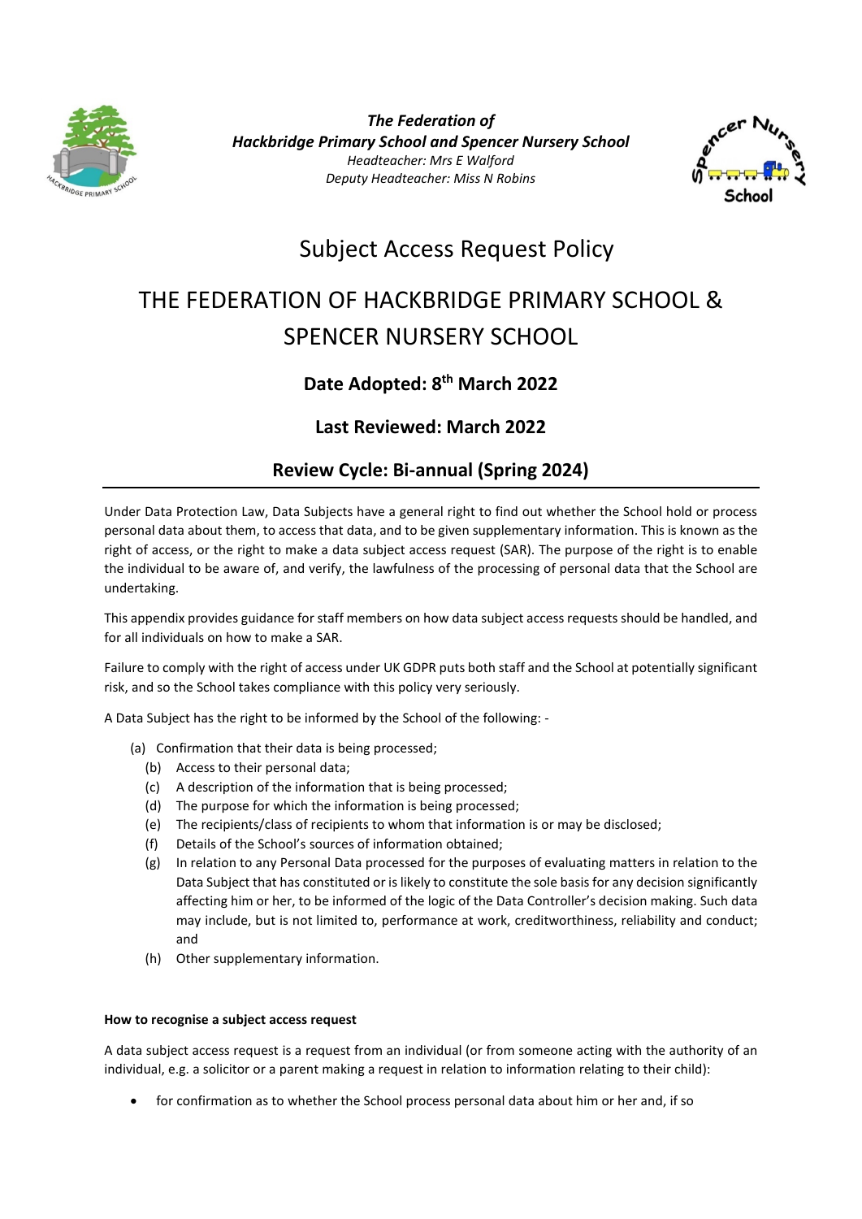*The Federation of*
*Hackbridge Primary School and Spencer Nursery School*
*Headteacher: Mrs E Walford*
*Deputy Headteacher: Miss N Robins*

# Subject Access Request Policy

# THE FEDERATION OF HACKBRIDGE PRIMARY SCHOOL & SPENCER NURSERY SCHOOL

## Date Adopted: 8th March 2022

## Last Reviewed: March 2022

## Review Cycle: Bi-annual (Spring 2024)

---

Under Data Protection Law, Data Subjects have a general right to find out whether the School hold or process personal data about them, to access that data, and to be given supplementary information. This is known as the right of access, or the right to make a data subject access request (SAR). The purpose of the right is to enable the individual to be aware of, and verify, the lawfulness of the processing of personal data that the School are undertaking.

This appendix provides guidance for staff members on how data subject access requests should be handled, and for all individuals on how to make a SAR.

Failure to comply with the right of access under UK GDPR puts both staff and the School at potentially significant risk, and so the School takes compliance with this policy very seriously.

A Data Subject has the right to be informed by the School of the following: -

(a) Confirmation that their data is being processed;
(b) Access to their personal data;
(c) A description of the information that is being processed;
(d) The purpose for which the information is being processed;
(e) The recipients/class of recipients to whom that information is or may be disclosed;
(f) Details of the School's sources of information obtained;
(g) In relation to any Personal Data processed for the purposes of evaluating matters in relation to the Data Subject that has constituted or is likely to constitute the sole basis for any decision significantly affecting him or her, to be informed of the logic of the Data Controller's decision making. Such data may include, but is not limited to, performance at work, creditworthiness, reliability and conduct; and
(h) Other supplementary information.

**How to recognise a subject access request**

A data subject access request is a request from an individual (or from someone acting with the authority of an individual, e.g. a solicitor or a parent making a request in relation to information relating to their child):

- for confirmation as to whether the School process personal data about him or her and, if so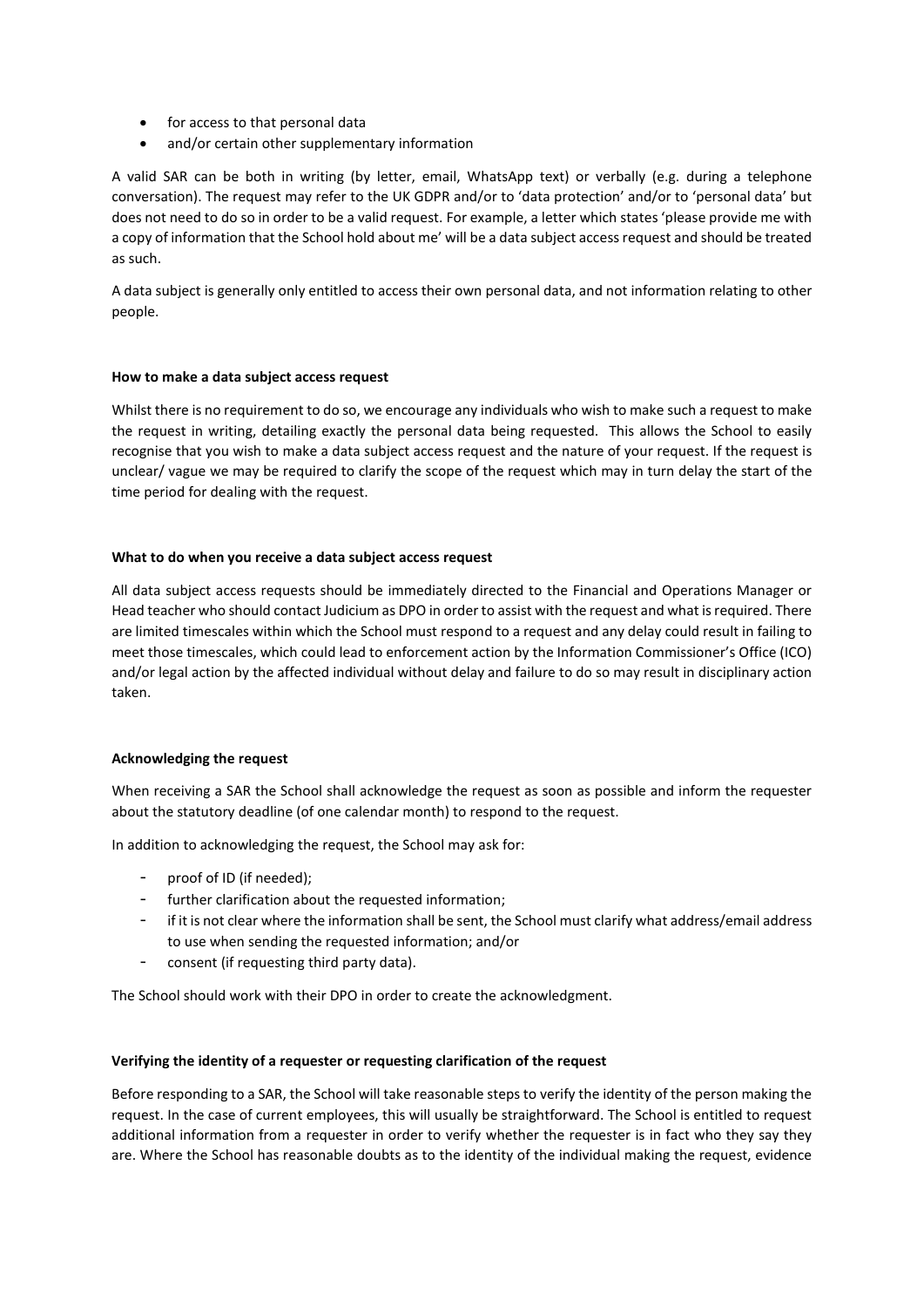- for access to that personal data
- and/or certain other supplementary information

A valid SAR can be both in writing (by letter, email, WhatsApp text) or verbally (e.g. during a telephone conversation). The request may refer to the UK GDPR and/or to 'data protection' and/or to 'personal data' but does not need to do so in order to be a valid request. For example, a letter which states 'please provide me with a copy of information that the School hold about me' will be a data subject access request and should be treated as such.

A data subject is generally only entitled to access their own personal data, and not information relating to other people.

**How to make a data subject access request**

Whilst there is no requirement to do so, we encourage any individuals who wish to make such a request to make the request in writing, detailing exactly the personal data being requested. This allows the School to easily recognise that you wish to make a data subject access request and the nature of your request. If the request is unclear/ vague we may be required to clarify the scope of the request which may in turn delay the start of the time period for dealing with the request.

**What to do when you receive a data subject access request**

All data subject access requests should be immediately directed to the Financial and Operations Manager or Head teacher who should contact Judicium as DPO in order to assist with the request and what is required. There are limited timescales within which the School must respond to a request and any delay could result in failing to meet those timescales, which could lead to enforcement action by the Information Commissioner's Office (ICO) and/or legal action by the affected individual without delay and failure to do so may result in disciplinary action taken.

**Acknowledging the request**

When receiving a SAR the School shall acknowledge the request as soon as possible and inform the requester about the statutory deadline (of one calendar month) to respond to the request.

In addition to acknowledging the request, the School may ask for:

- proof of ID (if needed);
- further clarification about the requested information;
- if it is not clear where the information shall be sent, the School must clarify what address/email address to use when sending the requested information; and/or
- consent (if requesting third party data).

The School should work with their DPO in order to create the acknowledgment.

**Verifying the identity of a requester or requesting clarification of the request**

Before responding to a SAR, the School will take reasonable steps to verify the identity of the person making the request. In the case of current employees, this will usually be straightforward. The School is entitled to request additional information from a requester in order to verify whether the requester is in fact who they say they are. Where the School has reasonable doubts as to the identity of the individual making the request, evidence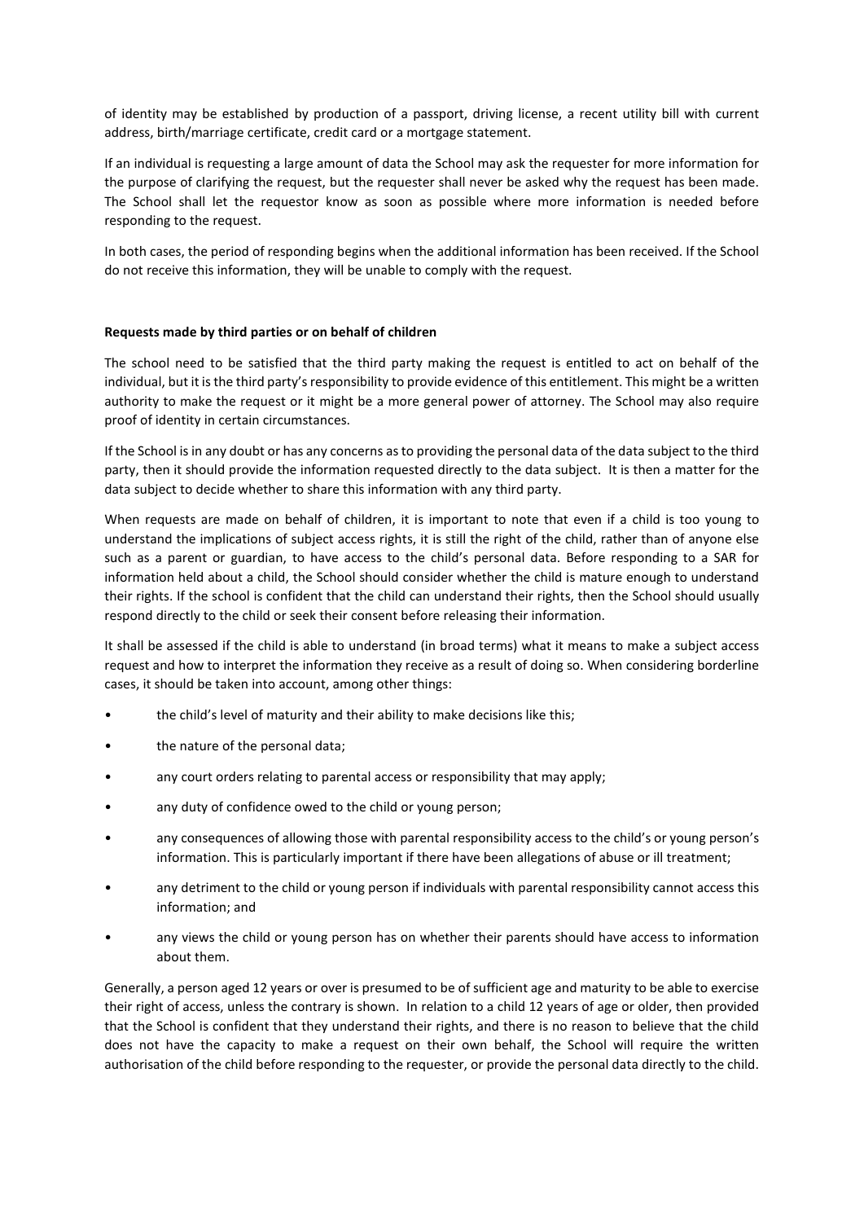of identity may be established by production of a passport, driving license, a recent utility bill with current address, birth/marriage certificate, credit card or a mortgage statement.

If an individual is requesting a large amount of data the School may ask the requester for more information for the purpose of clarifying the request, but the requester shall never be asked why the request has been made. The School shall let the requestor know as soon as possible where more information is needed before responding to the request.

In both cases, the period of responding begins when the additional information has been received. If the School do not receive this information, they will be unable to comply with the request.

**Requests made by third parties or on behalf of children**

The school need to be satisfied that the third party making the request is entitled to act on behalf of the individual, but it is the third party's responsibility to provide evidence of this entitlement. This might be a written authority to make the request or it might be a more general power of attorney. The School may also require proof of identity in certain circumstances.

If the School is in any doubt or has any concerns as to providing the personal data of the data subject to the third party, then it should provide the information requested directly to the data subject. It is then a matter for the data subject to decide whether to share this information with any third party.

When requests are made on behalf of children, it is important to note that even if a child is too young to understand the implications of subject access rights, it is still the right of the child, rather than of anyone else such as a parent or guardian, to have access to the child's personal data. Before responding to a SAR for information held about a child, the School should consider whether the child is mature enough to understand their rights. If the school is confident that the child can understand their rights, then the School should usually respond directly to the child or seek their consent before releasing their information.

It shall be assessed if the child is able to understand (in broad terms) what it means to make a subject access request and how to interpret the information they receive as a result of doing so. When considering borderline cases, it should be taken into account, among other things:

- the child's level of maturity and their ability to make decisions like this;
- the nature of the personal data;
- any court orders relating to parental access or responsibility that may apply;
- any duty of confidence owed to the child or young person;
- any consequences of allowing those with parental responsibility access to the child's or young person's information. This is particularly important if there have been allegations of abuse or ill treatment;
- any detriment to the child or young person if individuals with parental responsibility cannot access this information; and
- any views the child or young person has on whether their parents should have access to information about them.

Generally, a person aged 12 years or over is presumed to be of sufficient age and maturity to be able to exercise their right of access, unless the contrary is shown. In relation to a child 12 years of age or older, then provided that the School is confident that they understand their rights, and there is no reason to believe that the child does not have the capacity to make a request on their own behalf, the School will require the written authorisation of the child before responding to the requester, or provide the personal data directly to the child.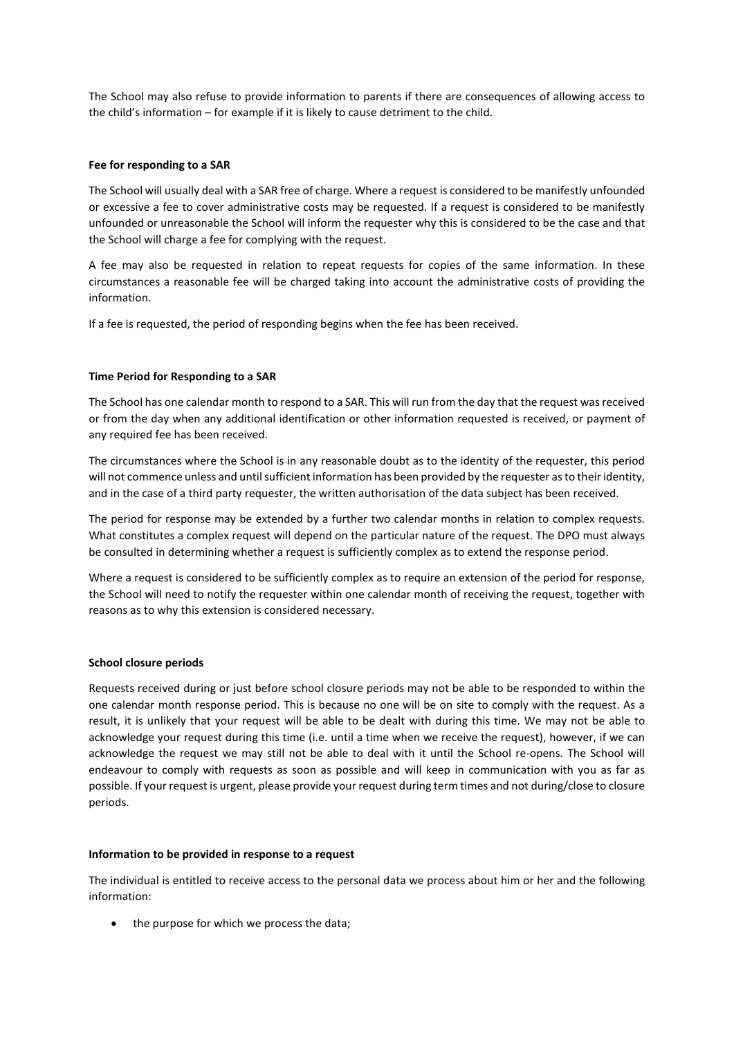The School may also refuse to provide information to parents if there are consequences of allowing access to the child's information – for example if it is likely to cause detriment to the child.

**Fee for responding to a SAR**

The School will usually deal with a SAR free of charge. Where a request is considered to be manifestly unfounded or excessive a fee to cover administrative costs may be requested. If a request is considered to be manifestly unfounded or unreasonable the School will inform the requester why this is considered to be the case and that the School will charge a fee for complying with the request.

A fee may also be requested in relation to repeat requests for copies of the same information. In these circumstances a reasonable fee will be charged taking into account the administrative costs of providing the information.

If a fee is requested, the period of responding begins when the fee has been received.

**Time Period for Responding to a SAR**

The School has one calendar month to respond to a SAR. This will run from the day that the request was received or from the day when any additional identification or other information requested is received, or payment of any required fee has been received.

The circumstances where the School is in any reasonable doubt as to the identity of the requester, this period will not commence unless and until sufficient information has been provided by the requester as to their identity, and in the case of a third party requester, the written authorisation of the data subject has been received.

The period for response may be extended by a further two calendar months in relation to complex requests. What constitutes a complex request will depend on the particular nature of the request. The DPO must always be consulted in determining whether a request is sufficiently complex as to extend the response period.

Where a request is considered to be sufficiently complex as to require an extension of the period for response, the School will need to notify the requester within one calendar month of receiving the request, together with reasons as to why this extension is considered necessary.

**School closure periods**

Requests received during or just before school closure periods may not be able to be responded to within the one calendar month response period. This is because no one will be on site to comply with the request. As a result, it is unlikely that your request will be able to be dealt with during this time. We may not be able to acknowledge your request during this time (i.e. until a time when we receive the request), however, if we can acknowledge the request we may still not be able to deal with it until the School re-opens. The School will endeavour to comply with requests as soon as possible and will keep in communication with you as far as possible. If your request is urgent, please provide your request during term times and not during/close to closure periods.

**Information to be provided in response to a request**

The individual is entitled to receive access to the personal data we process about him or her and the following information:

- the purpose for which we process the data;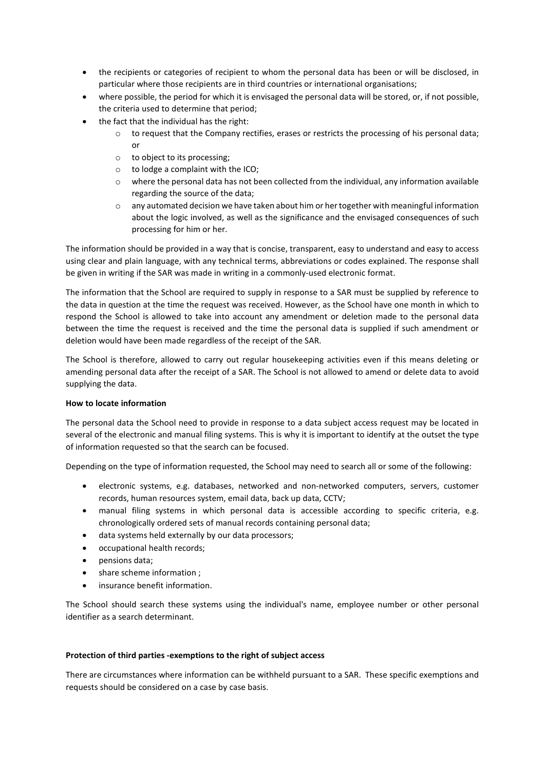- the recipients or categories of recipient to whom the personal data has been or will be disclosed, in particular where those recipients are in third countries or international organisations;
- where possible, the period for which it is envisaged the personal data will be stored, or, if not possible, the criteria used to determine that period;
- the fact that the individual has the right:
    - to request that the Company rectifies, erases or restricts the processing of his personal data; or
    - to object to its processing;
    - to lodge a complaint with the ICO;
    - where the personal data has not been collected from the individual, any information available regarding the source of the data;
    - any automated decision we have taken about him or her together with meaningful information about the logic involved, as well as the significance and the envisaged consequences of such processing for him or her.

The information should be provided in a way that is concise, transparent, easy to understand and easy to access using clear and plain language, with any technical terms, abbreviations or codes explained. The response shall be given in writing if the SAR was made in writing in a commonly-used electronic format.

The information that the School are required to supply in response to a SAR must be supplied by reference to the data in question at the time the request was received. However, as the School have one month in which to respond the School is allowed to take into account any amendment or deletion made to the personal data between the time the request is received and the time the personal data is supplied if such amendment or deletion would have been made regardless of the receipt of the SAR.

The School is therefore, allowed to carry out regular housekeeping activities even if this means deleting or amending personal data after the receipt of a SAR. The School is not allowed to amend or delete data to avoid supplying the data.

**How to locate information**

The personal data the School need to provide in response to a data subject access request may be located in several of the electronic and manual filing systems. This is why it is important to identify at the outset the type of information requested so that the search can be focused.

Depending on the type of information requested, the School may need to search all or some of the following:

- electronic systems, e.g. databases, networked and non-networked computers, servers, customer records, human resources system, email data, back up data, CCTV;
- manual filing systems in which personal data is accessible according to specific criteria, e.g. chronologically ordered sets of manual records containing personal data;
- data systems held externally by our data processors;
- occupational health records;
- pensions data;
- share scheme information ;
- insurance benefit information.

The School should search these systems using the individual's name, employee number or other personal identifier as a search determinant.

**Protection of third parties -exemptions to the right of subject access**

There are circumstances where information can be withheld pursuant to a SAR. These specific exemptions and requests should be considered on a case by case basis.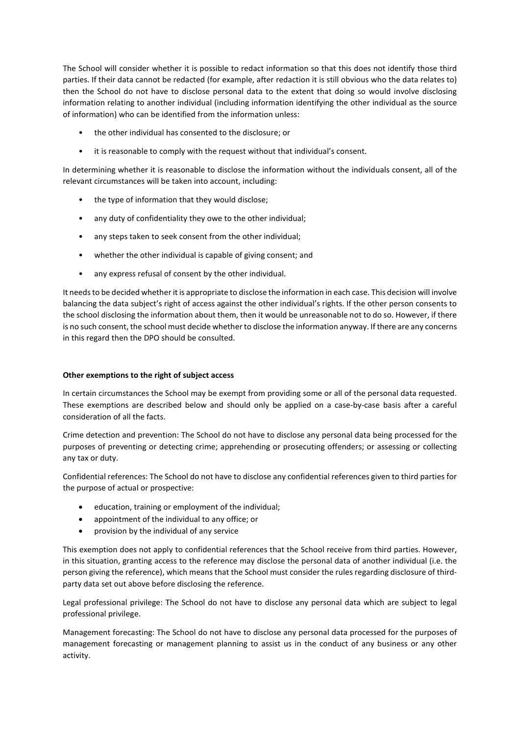The School will consider whether it is possible to redact information so that this does not identify those third parties. If their data cannot be redacted (for example, after redaction it is still obvious who the data relates to) then the School do not have to disclose personal data to the extent that doing so would involve disclosing information relating to another individual (including information identifying the other individual as the source of information) who can be identified from the information unless:

- the other individual has consented to the disclosure; or
- it is reasonable to comply with the request without that individual's consent.

In determining whether it is reasonable to disclose the information without the individuals consent, all of the relevant circumstances will be taken into account, including:

- the type of information that they would disclose;
- any duty of confidentiality they owe to the other individual;
- any steps taken to seek consent from the other individual;
- whether the other individual is capable of giving consent; and
- any express refusal of consent by the other individual.

It needs to be decided whether it is appropriate to disclose the information in each case. This decision will involve balancing the data subject's right of access against the other individual's rights. If the other person consents to the school disclosing the information about them, then it would be unreasonable not to do so. However, if there is no such consent, the school must decide whether to disclose the information anyway. If there are any concerns in this regard then the DPO should be consulted.

**Other exemptions to the right of subject access**

In certain circumstances the School may be exempt from providing some or all of the personal data requested. These exemptions are described below and should only be applied on a case-by-case basis after a careful consideration of all the facts.

Crime detection and prevention: The School do not have to disclose any personal data being processed for the purposes of preventing or detecting crime; apprehending or prosecuting offenders; or assessing or collecting any tax or duty.

Confidential references: The School do not have to disclose any confidential references given to third parties for the purpose of actual or prospective:

- education, training or employment of the individual;
- appointment of the individual to any office; or
- provision by the individual of any service

This exemption does not apply to confidential references that the School receive from third parties. However, in this situation, granting access to the reference may disclose the personal data of another individual (i.e. the person giving the reference), which means that the School must consider the rules regarding disclosure of third-party data set out above before disclosing the reference.

Legal professional privilege: The School do not have to disclose any personal data which are subject to legal professional privilege.

Management forecasting: The School do not have to disclose any personal data processed for the purposes of management forecasting or management planning to assist us in the conduct of any business or any other activity.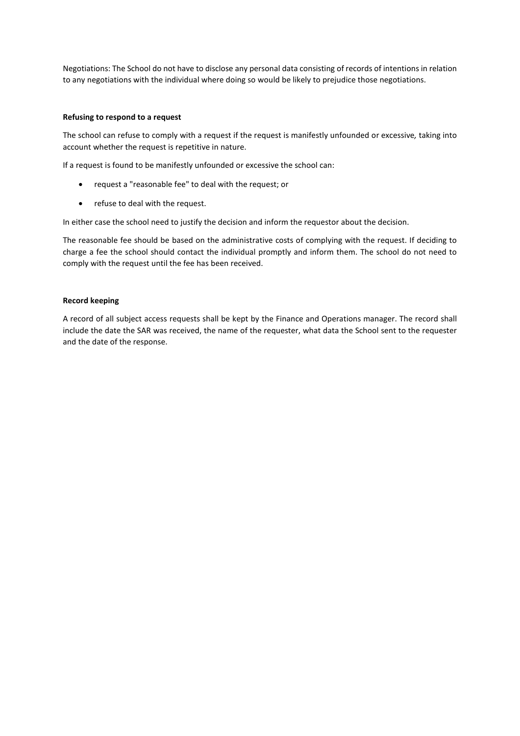Negotiations: The School do not have to disclose any personal data consisting of records of intentions in relation to any negotiations with the individual where doing so would be likely to prejudice those negotiations.

**Refusing to respond to a request**

The school can refuse to comply with a request if the request is manifestly unfounded or excessive*,* taking into account whether the request is repetitive in nature.

If a request is found to be manifestly unfounded or excessive the school can:

- request a "reasonable fee" to deal with the request; or
- refuse to deal with the request.

In either case the school need to justify the decision and inform the requestor about the decision.

The reasonable fee should be based on the administrative costs of complying with the request. If deciding to charge a fee the school should contact the individual promptly and inform them. The school do not need to comply with the request until the fee has been received.

**Record keeping**

A record of all subject access requests shall be kept by the Finance and Operations manager. The record shall include the date the SAR was received, the name of the requester, what data the School sent to the requester and the date of the response.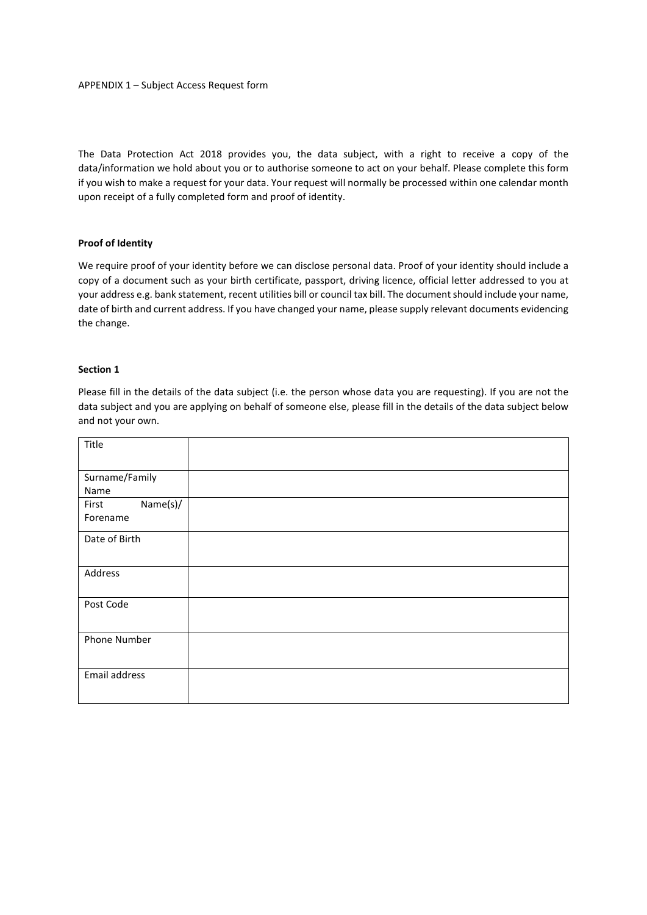APPENDIX 1 – Subject Access Request form

The Data Protection Act 2018 provides you, the data subject, with a right to receive a copy of the data/information we hold about you or to authorise someone to act on your behalf. Please complete this form if you wish to make a request for your data. Your request will normally be processed within one calendar month upon receipt of a fully completed form and proof of identity.

**Proof of Identity**

We require proof of your identity before we can disclose personal data. Proof of your identity should include a copy of a document such as your birth certificate, passport, driving licence, official letter addressed to you at your address e.g. bank statement, recent utilities bill or council tax bill. The document should include your name, date of birth and current address. If you have changed your name, please supply relevant documents evidencing the change.

**Section 1**

Please fill in the details of the data subject (i.e. the person whose data you are requesting). If you are not the data subject and you are applying on behalf of someone else, please fill in the details of the data subject below and not your own.

| | |
|---|---|
| Title | |
| Surname/Family Name | |
| First Name(s)/ Forename | |
| Date of Birth | |
| Address | |
| Post Code | |
| Phone Number | |
| Email address | |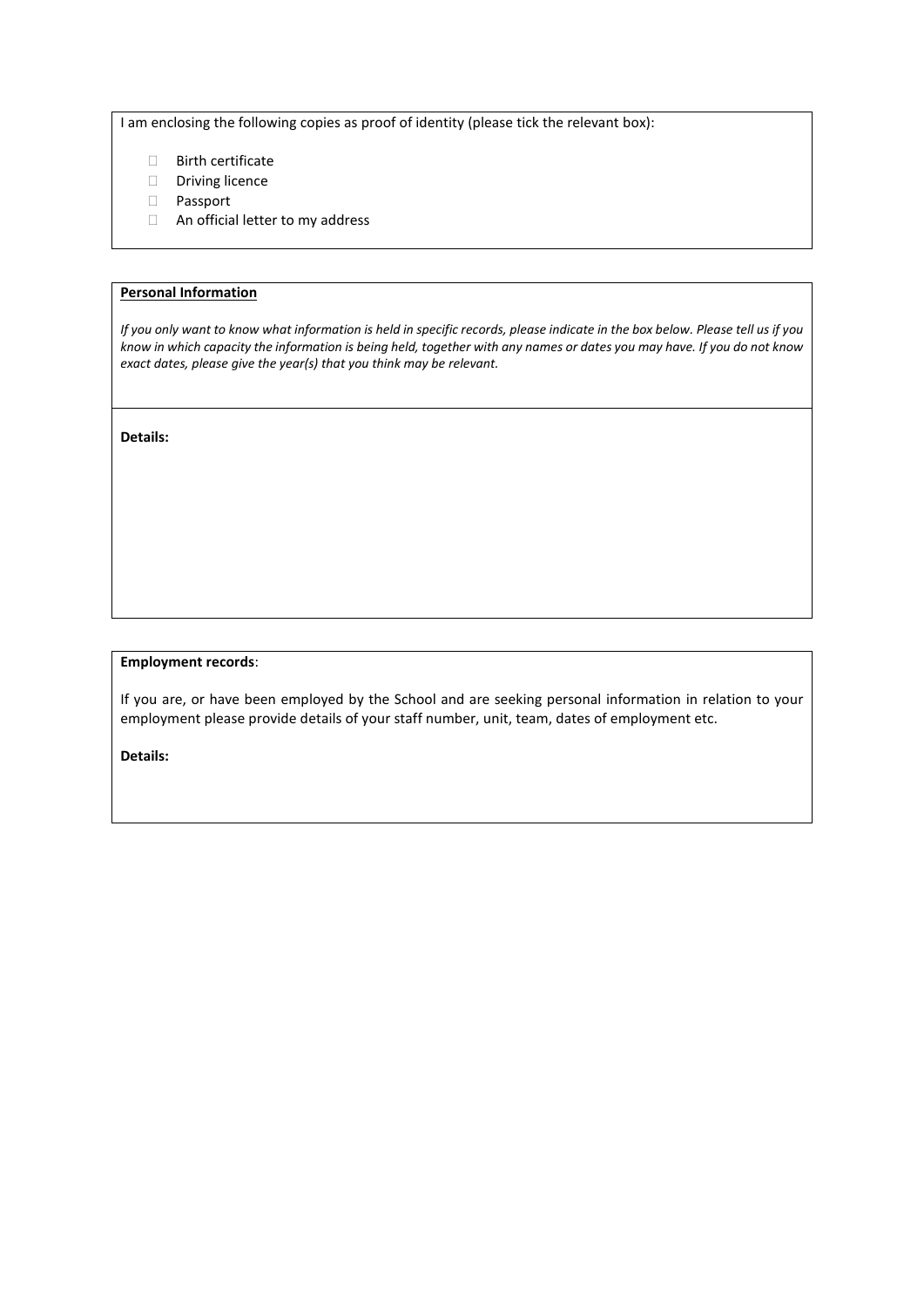I am enclosing the following copies as proof of identity (please tick the relevant box):

- ☐ Birth certificate
- ☐ Driving licence
- ☐ Passport
- ☐ An official letter to my address

**Personal Information**

*If you only want to know what information is held in specific records, please indicate in the box below. Please tell us if you know in which capacity the information is being held, together with any names or dates you may have. If you do not know exact dates, please give the year(s) that you think may be relevant.*

**Details:**

**Employment records**:

If you are, or have been employed by the School and are seeking personal information in relation to your employment please provide details of your staff number, unit, team, dates of employment etc.

**Details:**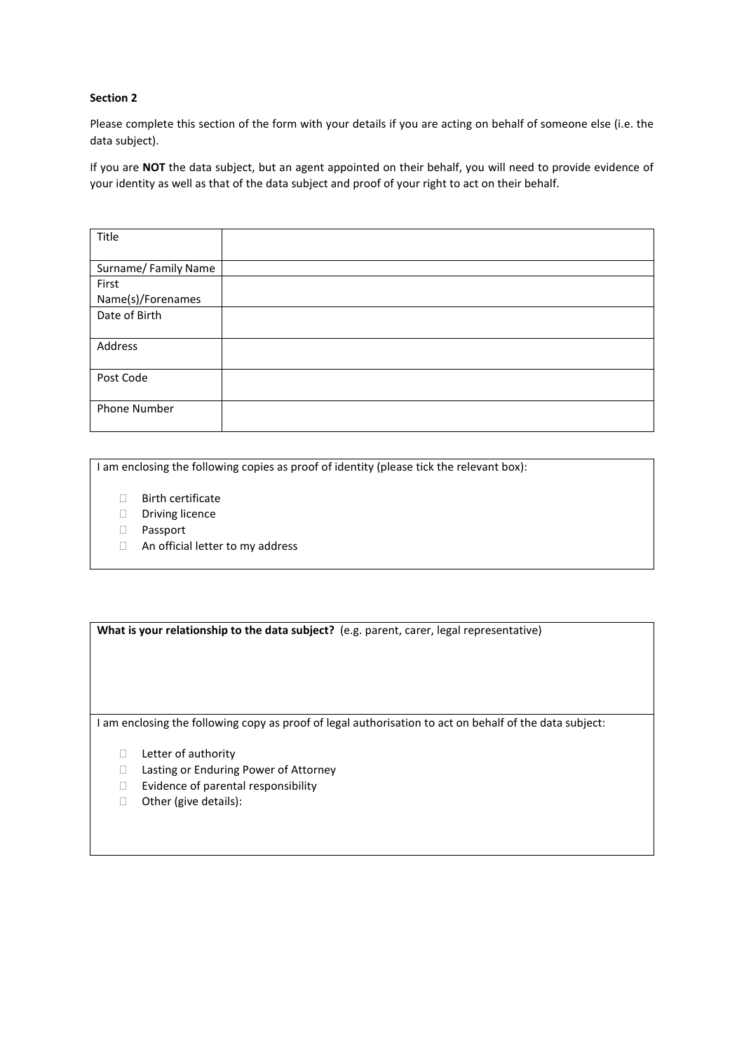**Section 2**

Please complete this section of the form with your details if you are acting on behalf of someone else (i.e. the data subject).

If you are **NOT** the data subject, but an agent appointed on their behalf, you will need to provide evidence of your identity as well as that of the data subject and proof of your right to act on their behalf.

| Title | |
|---|---|
| Surname/ Family Name | |
| First Name(s)/Forenames | |
| Date of Birth | |
| Address | |
| Post Code | |
| Phone Number | |

I am enclosing the following copies as proof of identity (please tick the relevant box):

- ☐ Birth certificate
- ☐ Driving licence
- ☐ Passport
- ☐ An official letter to my address

**What is your relationship to the data subject?** (e.g. parent, carer, legal representative)

I am enclosing the following copy as proof of legal authorisation to act on behalf of the data subject:

- ☐ Letter of authority
- ☐ Lasting or Enduring Power of Attorney
- ☐ Evidence of parental responsibility
- ☐ Other (give details):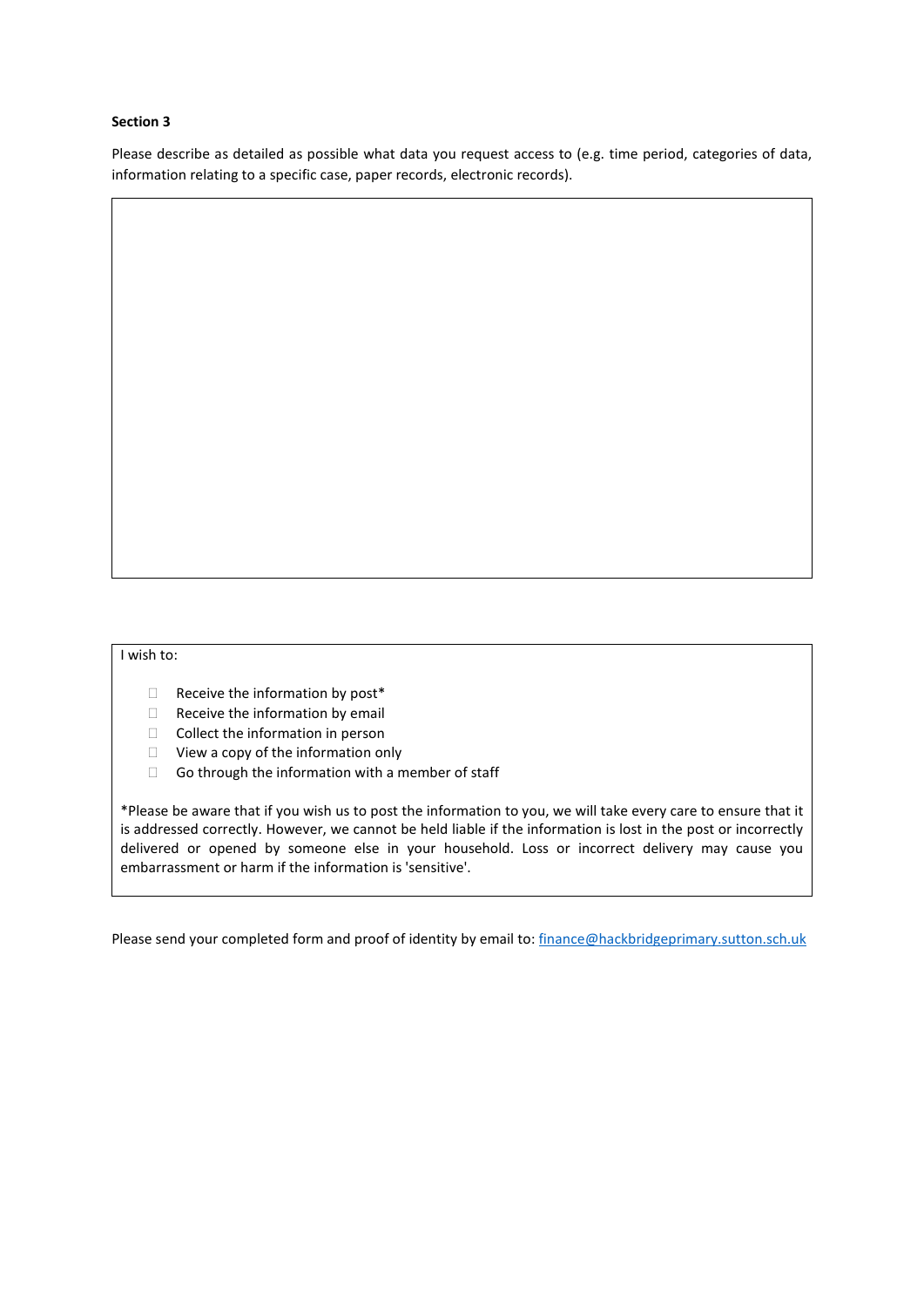**Section 3**

Please describe as detailed as possible what data you request access to (e.g. time period, categories of data, information relating to a specific case, paper records, electronic records).

I wish to:

- ☐ Receive the information by post*
- ☐ Receive the information by email
- ☐ Collect the information in person
- ☐ View a copy of the information only
- ☐ Go through the information with a member of staff

*Please be aware that if you wish us to post the information to you, we will take every care to ensure that it is addressed correctly. However, we cannot be held liable if the information is lost in the post or incorrectly delivered or opened by someone else in your household. Loss or incorrect delivery may cause you embarrassment or harm if the information is 'sensitive'.

Please send your completed form and proof of identity by email to: finance@hackbridgeprimary.sutton.sch.uk